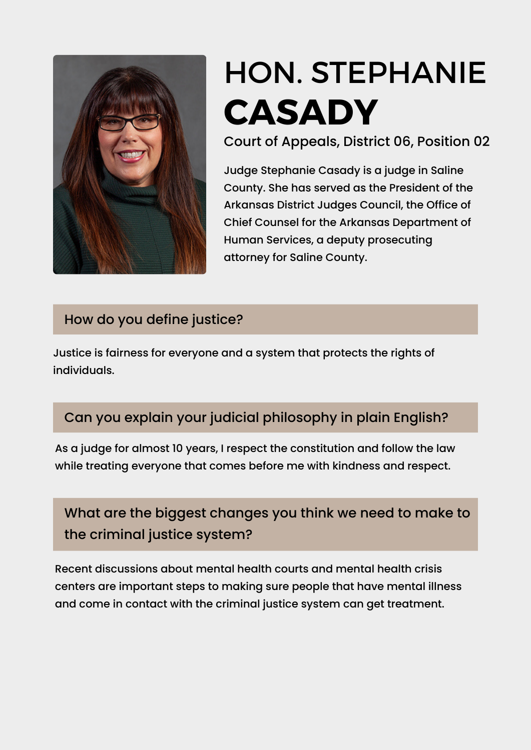# HON. STEPHANIE **CASADY**

Court of Appeals, District 06, Position 02

Judge Stephanie Casady is a judge in Saline County. She has served as the President of the Arkansas District Judges Council, the Office of Chief Counsel for the Arkansas Department of Human Services, a deputy prosecuting attorney for Saline County.

## How do you define justice?

Justice is fairness for everyone and a system that protects the rights of individuals.

## Can you explain your judicial philosophy in plain English?

As a judge for almost 10 years, I respect the constitution and follow the law while treating everyone that comes before me with kindness and respect.

## What are the biggest changes you think we need to make to the criminal justice system?

Recent discussions about mental health courts and mental health crisis centers are important steps to making sure people that have mental illness and come in contact with the criminal justice system can get treatment.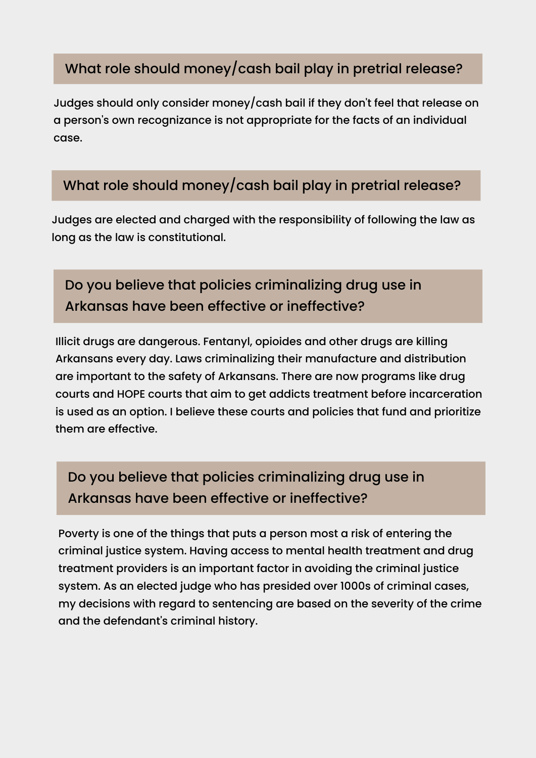## What role should money/cash bail play in pretrial release?

Judges should only consider money/cash bail if they don't feel that release on a person's own recognizance is not appropriate for the facts of an individual case.

## What role should money/cash bail play in pretrial release?

Judges are elected and charged with the responsibility of following the law as long as the law is constitutional.

## Do you believe that policies criminalizing drug use in Arkansas have been effective or ineffective?

Illicit drugs are dangerous. Fentanyl, opioides and other drugs are killing Arkansans every day. Laws criminalizing their manufacture and distribution are important to the safety of Arkansans. There are now programs like drug courts and HOPE courts that aim to get addicts treatment before incarceration is used as an option. I believe these courts and policies that fund and prioritize them are effective.

## Do you believe that policies criminalizing drug use in Arkansas have been effective or ineffective?

Poverty is one of the things that puts a person most a risk of entering the criminal justice system. Having access to mental health treatment and drug treatment providers is an important factor in avoiding the criminal justice system. As an elected judge who has presided over 1000s of criminal cases, my decisions with regard to sentencing are based on the severity of the crime and the defendant's criminal history.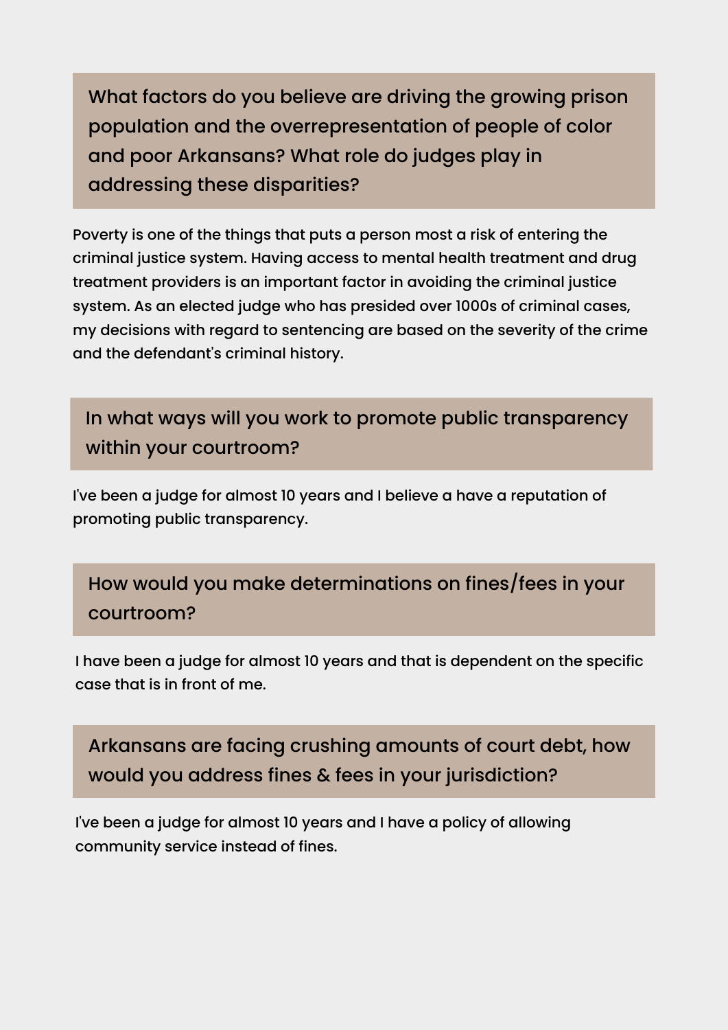## What factors do you believe are driving the growing prison population and the overrepresentation of people of color and poor Arkansans? What role do judges play in addressing these disparities?

Poverty is one of the things that puts a person most a risk of entering the criminal justice system. Having access to mental health treatment and drug treatment providers is an important factor in avoiding the criminal justice system. As an elected judge who has presided over 1000s of criminal cases, my decisions with regard to sentencing are based on the severity of the crime and the defendant's criminal history.

## In what ways will you work to promote public transparency within your courtroom?

I've been a judge for almost 10 years and I believe a have a reputation of promoting public transparency.

## How would you make determinations on fines/fees in your courtroom?

I have been a judge for almost 10 years and that is dependent on the specific case that is in front of me.

## Arkansans are facing crushing amounts of court debt, how would you address fines & fees in your jurisdiction?

I've been a judge for almost 10 years and I have a policy of allowing community service instead of fines.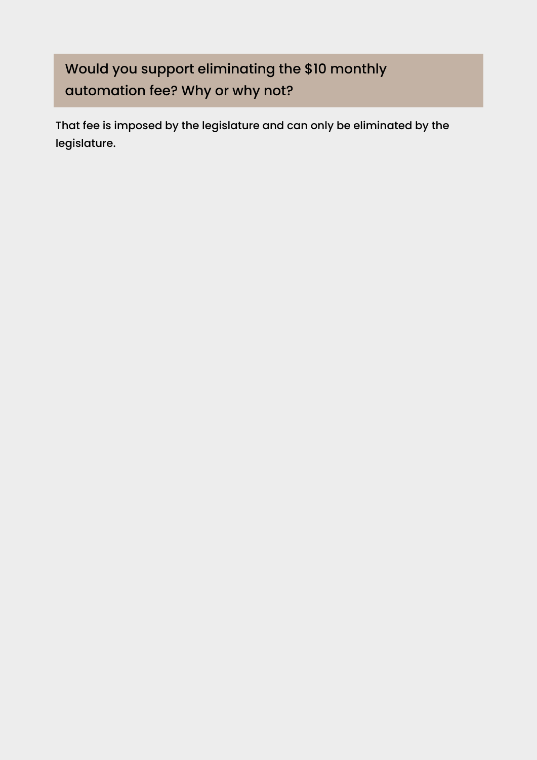## Would you support eliminating the $10 monthly automation fee? Why or why not?

That fee is imposed by the legislature and can only be eliminated by the legislature.